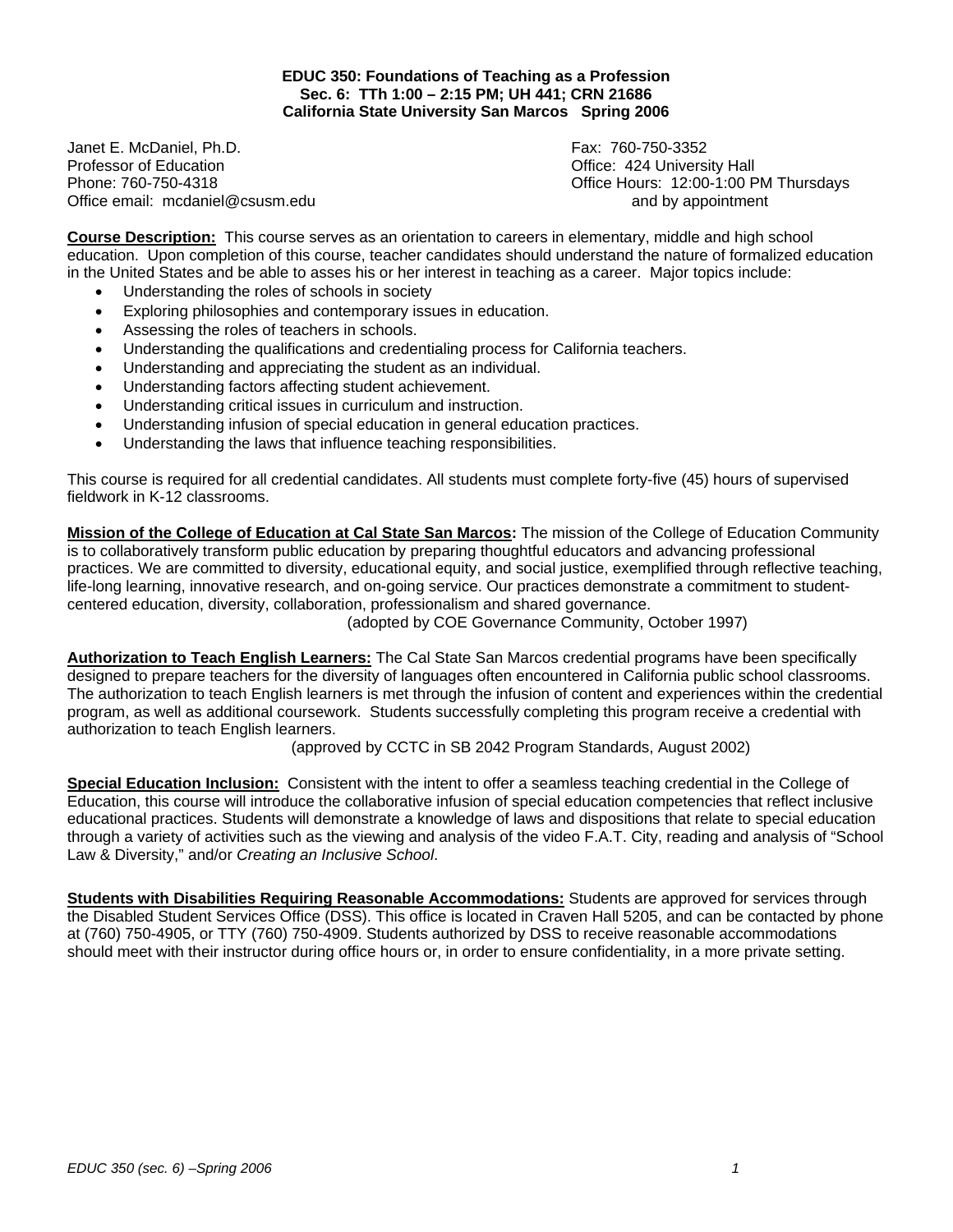**EDUC 350: Foundations of Teaching as a Profession**
**Sec. 6: TTh 1:00 – 2:15 PM; UH 441; CRN 21686**
**California State University San Marcos Spring 2006**

Janet E. McDaniel, Ph.D.
Professor of Education
Phone: 760-750-4318
Office email: mcdaniel@csusm.edu

Fax: 760-750-3352
Office: 424 University Hall
Office Hours: 12:00-1:00 PM Thursdays and by appointment

**Course Description:** This course serves as an orientation to careers in elementary, middle and high school education. Upon completion of this course, teacher candidates should understand the nature of formalized education in the United States and be able to asses his or her interest in teaching as a career. Major topics include:

- Understanding the roles of schools in society
- Exploring philosophies and contemporary issues in education.
- Assessing the roles of teachers in schools.
- Understanding the qualifications and credentialing process for California teachers.
- Understanding and appreciating the student as an individual.
- Understanding factors affecting student achievement.
- Understanding critical issues in curriculum and instruction.
- Understanding infusion of special education in general education practices.
- Understanding the laws that influence teaching responsibilities.

This course is required for all credential candidates. All students must complete forty-five (45) hours of supervised fieldwork in K-12 classrooms.

**Mission of the College of Education at Cal State San Marcos:** The mission of the College of Education Community is to collaboratively transform public education by preparing thoughtful educators and advancing professional practices. We are committed to diversity, educational equity, and social justice, exemplified through reflective teaching, life-long learning, innovative research, and on-going service. Our practices demonstrate a commitment to student-centered education, diversity, collaboration, professionalism and shared governance.
(adopted by COE Governance Community, October 1997)

**Authorization to Teach English Learners:** The Cal State San Marcos credential programs have been specifically designed to prepare teachers for the diversity of languages often encountered in California public school classrooms. The authorization to teach English learners is met through the infusion of content and experiences within the credential program, as well as additional coursework. Students successfully completing this program receive a credential with authorization to teach English learners.
(approved by CCTC in SB 2042 Program Standards, August 2002)

**Special Education Inclusion:** Consistent with the intent to offer a seamless teaching credential in the College of Education, this course will introduce the collaborative infusion of special education competencies that reflect inclusive educational practices. Students will demonstrate a knowledge of laws and dispositions that relate to special education through a variety of activities such as the viewing and analysis of the video F.A.T. City, reading and analysis of "School Law & Diversity," and/or *Creating an Inclusive School*.

**Students with Disabilities Requiring Reasonable Accommodations:** Students are approved for services through the Disabled Student Services Office (DSS). This office is located in Craven Hall 5205, and can be contacted by phone at (760) 750-4905, or TTY (760) 750-4909. Students authorized by DSS to receive reasonable accommodations should meet with their instructor during office hours or, in order to ensure confidentiality, in a more private setting.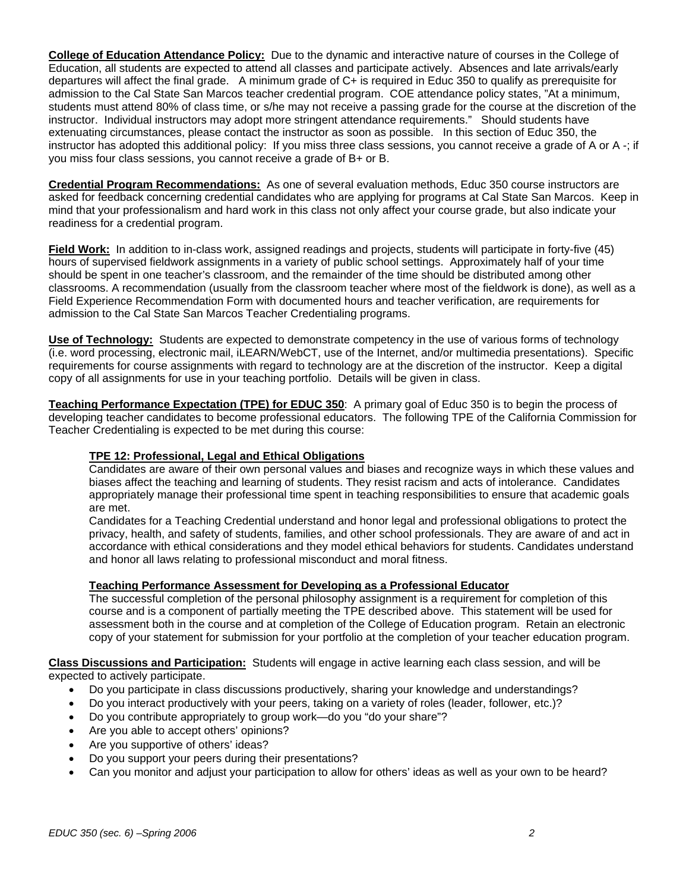**College of Education Attendance Policy:** Due to the dynamic and interactive nature of courses in the College of Education, all students are expected to attend all classes and participate actively. Absences and late arrivals/early departures will affect the final grade. A minimum grade of C+ is required in Educ 350 to qualify as prerequisite for admission to the Cal State San Marcos teacher credential program. COE attendance policy states, "At a minimum, students must attend 80% of class time, or s/he may not receive a passing grade for the course at the discretion of the instructor. Individual instructors may adopt more stringent attendance requirements." Should students have extenuating circumstances, please contact the instructor as soon as possible. In this section of Educ 350, the instructor has adopted this additional policy: If you miss three class sessions, you cannot receive a grade of A or A -; if you miss four class sessions, you cannot receive a grade of B+ or B.

**Credential Program Recommendations:** As one of several evaluation methods, Educ 350 course instructors are asked for feedback concerning credential candidates who are applying for programs at Cal State San Marcos. Keep in mind that your professionalism and hard work in this class not only affect your course grade, but also indicate your readiness for a credential program.

**Field Work:** In addition to in-class work, assigned readings and projects, students will participate in forty-five (45) hours of supervised fieldwork assignments in a variety of public school settings. Approximately half of your time should be spent in one teacher's classroom, and the remainder of the time should be distributed among other classrooms. A recommendation (usually from the classroom teacher where most of the fieldwork is done), as well as a Field Experience Recommendation Form with documented hours and teacher verification, are requirements for admission to the Cal State San Marcos Teacher Credentialing programs.

**Use of Technology:** Students are expected to demonstrate competency in the use of various forms of technology (i.e. word processing, electronic mail, iLEARN/WebCT, use of the Internet, and/or multimedia presentations). Specific requirements for course assignments with regard to technology are at the discretion of the instructor. Keep a digital copy of all assignments for use in your teaching portfolio. Details will be given in class.

**Teaching Performance Expectation (TPE) for EDUC 350**: A primary goal of Educ 350 is to begin the process of developing teacher candidates to become professional educators. The following TPE of the California Commission for Teacher Credentialing is expected to be met during this course:

**TPE 12: Professional, Legal and Ethical Obligations**

Candidates are aware of their own personal values and biases and recognize ways in which these values and biases affect the teaching and learning of students. They resist racism and acts of intolerance. Candidates appropriately manage their professional time spent in teaching responsibilities to ensure that academic goals are met.

Candidates for a Teaching Credential understand and honor legal and professional obligations to protect the privacy, health, and safety of students, families, and other school professionals. They are aware of and act in accordance with ethical considerations and they model ethical behaviors for students. Candidates understand and honor all laws relating to professional misconduct and moral fitness.

**Teaching Performance Assessment for Developing as a Professional Educator**

The successful completion of the personal philosophy assignment is a requirement for completion of this course and is a component of partially meeting the TPE described above. This statement will be used for assessment both in the course and at completion of the College of Education program. Retain an electronic copy of your statement for submission for your portfolio at the completion of your teacher education program.

**Class Discussions and Participation:** Students will engage in active learning each class session, and will be expected to actively participate.

- Do you participate in class discussions productively, sharing your knowledge and understandings?
- Do you interact productively with your peers, taking on a variety of roles (leader, follower, etc.)?
- Do you contribute appropriately to group work—do you "do your share"?
- Are you able to accept others' opinions?
- Are you supportive of others' ideas?
- Do you support your peers during their presentations?
- Can you monitor and adjust your participation to allow for others' ideas as well as your own to be heard?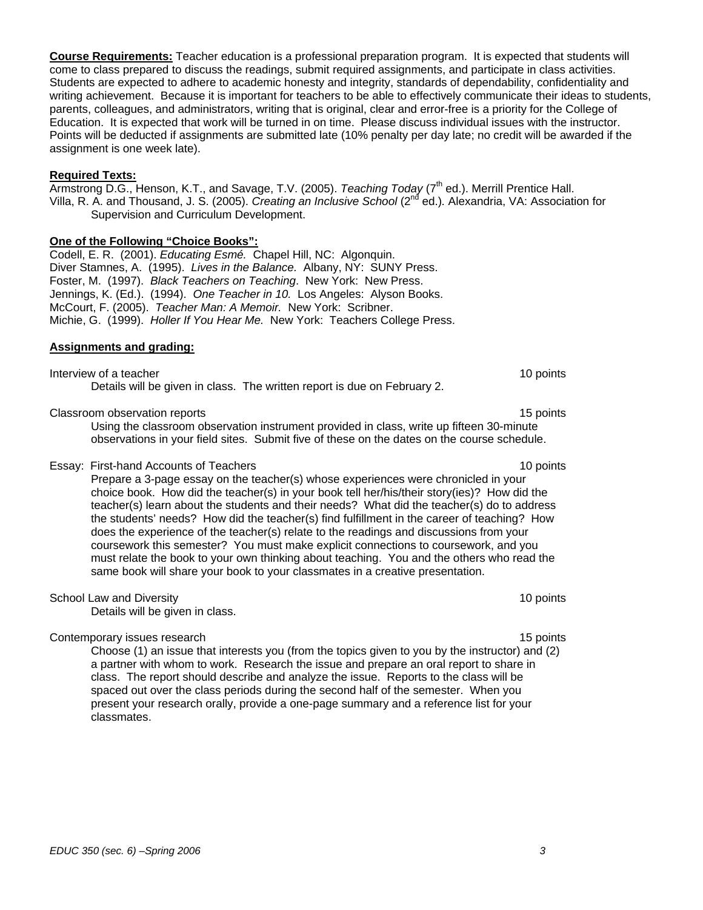**Course Requirements:** Teacher education is a professional preparation program. It is expected that students will come to class prepared to discuss the readings, submit required assignments, and participate in class activities. Students are expected to adhere to academic honesty and integrity, standards of dependability, confidentiality and writing achievement. Because it is important for teachers to be able to effectively communicate their ideas to students, parents, colleagues, and administrators, writing that is original, clear and error-free is a priority for the College of Education. It is expected that work will be turned in on time. Please discuss individual issues with the instructor. Points will be deducted if assignments are submitted late (10% penalty per day late; no credit will be awarded if the assignment is one week late).

**Required Texts:**

Armstrong D.G., Henson, K.T., and Savage, T.V. (2005). *Teaching Today* (7th ed.). Merrill Prentice Hall.
Villa, R. A. and Thousand, J. S. (2005). *Creating an Inclusive School* (2nd ed.). Alexandria, VA: Association for Supervision and Curriculum Development.

**One of the Following "Choice Books":**

Codell, E. R. (2001). *Educating Esmé.* Chapel Hill, NC: Algonquin.
Diver Stamnes, A. (1995). *Lives in the Balance.* Albany, NY: SUNY Press.
Foster, M. (1997). *Black Teachers on Teaching*. New York: New Press.
Jennings, K. (Ed.). (1994). *One Teacher in 10.* Los Angeles: Alyson Books.
McCourt, F. (2005). *Teacher Man: A Memoir.* New York: Scribner.
Michie, G. (1999). *Holler If You Hear Me.* New York: Teachers College Press.

**Assignments and grading:**

Interview of a teacher — 10 points

Details will be given in class. The written report is due on February 2.

Classroom observation reports — 15 points

Using the classroom observation instrument provided in class, write up fifteen 30-minute observations in your field sites. Submit five of these on the dates on the course schedule.

Essay: First-hand Accounts of Teachers — 10 points

Prepare a 3-page essay on the teacher(s) whose experiences were chronicled in your choice book. How did the teacher(s) in your book tell her/his/their story(ies)? How did the teacher(s) learn about the students and their needs? What did the teacher(s) do to address the students' needs? How did the teacher(s) find fulfillment in the career of teaching? How does the experience of the teacher(s) relate to the readings and discussions from your coursework this semester? You must make explicit connections to coursework, and you must relate the book to your own thinking about teaching. You and the others who read the same book will share your book to your classmates in a creative presentation.

School Law and Diversity — 10 points

Details will be given in class.

Contemporary issues research — 15 points

Choose (1) an issue that interests you (from the topics given to you by the instructor) and (2) a partner with whom to work. Research the issue and prepare an oral report to share in class. The report should describe and analyze the issue. Reports to the class will be spaced out over the class periods during the second half of the semester. When you present your research orally, provide a one-page summary and a reference list for your classmates.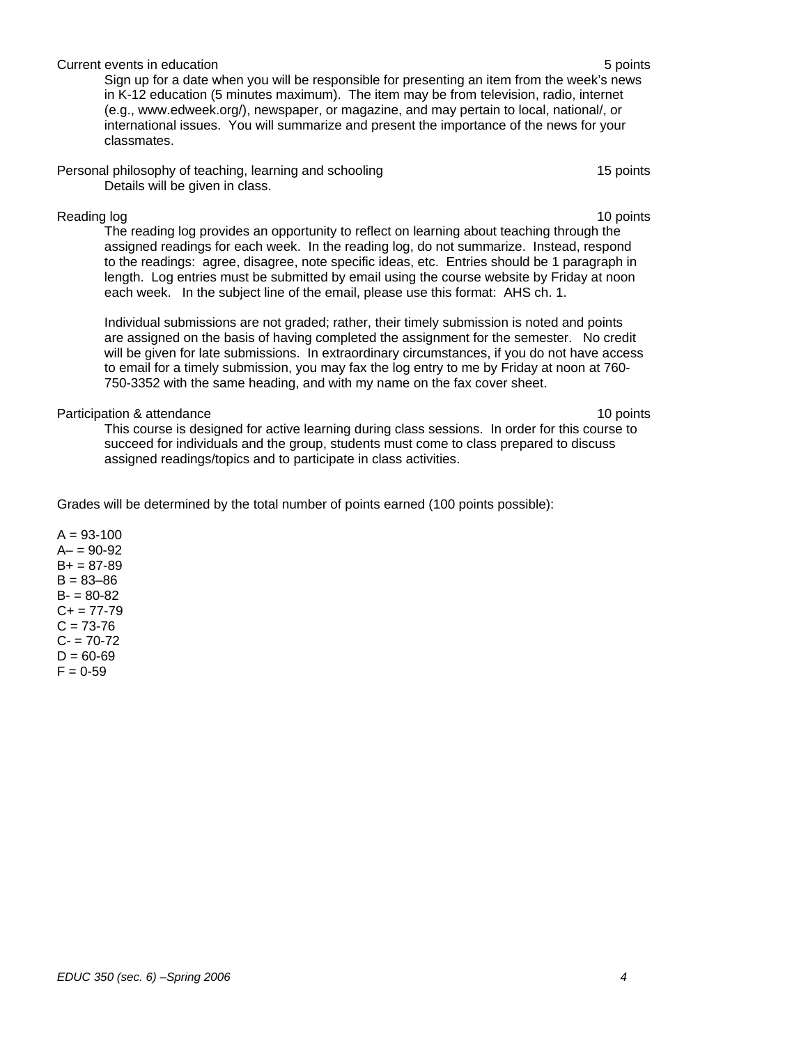Current events in education 5 points

Sign up for a date when you will be responsible for presenting an item from the week's news in K-12 education (5 minutes maximum). The item may be from television, radio, internet (e.g., www.edweek.org/), newspaper, or magazine, and may pertain to local, national/, or international issues. You will summarize and present the importance of the news for your classmates.

Personal philosophy of teaching, learning and schooling 15 points

Details will be given in class.

Reading log 10 points

The reading log provides an opportunity to reflect on learning about teaching through the assigned readings for each week. In the reading log, do not summarize. Instead, respond to the readings: agree, disagree, note specific ideas, etc. Entries should be 1 paragraph in length. Log entries must be submitted by email using the course website by Friday at noon each week. In the subject line of the email, please use this format: AHS ch. 1.

Individual submissions are not graded; rather, their timely submission is noted and points are assigned on the basis of having completed the assignment for the semester. No credit will be given for late submissions. In extraordinary circumstances, if you do not have access to email for a timely submission, you may fax the log entry to me by Friday at noon at 760-750-3352 with the same heading, and with my name on the fax cover sheet.

Participation & attendance 10 points

This course is designed for active learning during class sessions. In order for this course to succeed for individuals and the group, students must come to class prepared to discuss assigned readings/topics and to participate in class activities.

Grades will be determined by the total number of points earned (100 points possible):

A = 93-100
A– = 90-92
B+ = 87-89
B = 83–86
B- = 80-82
C+ = 77-79
C = 73-76
C- = 70-72
D = 60-69
F = 0-59